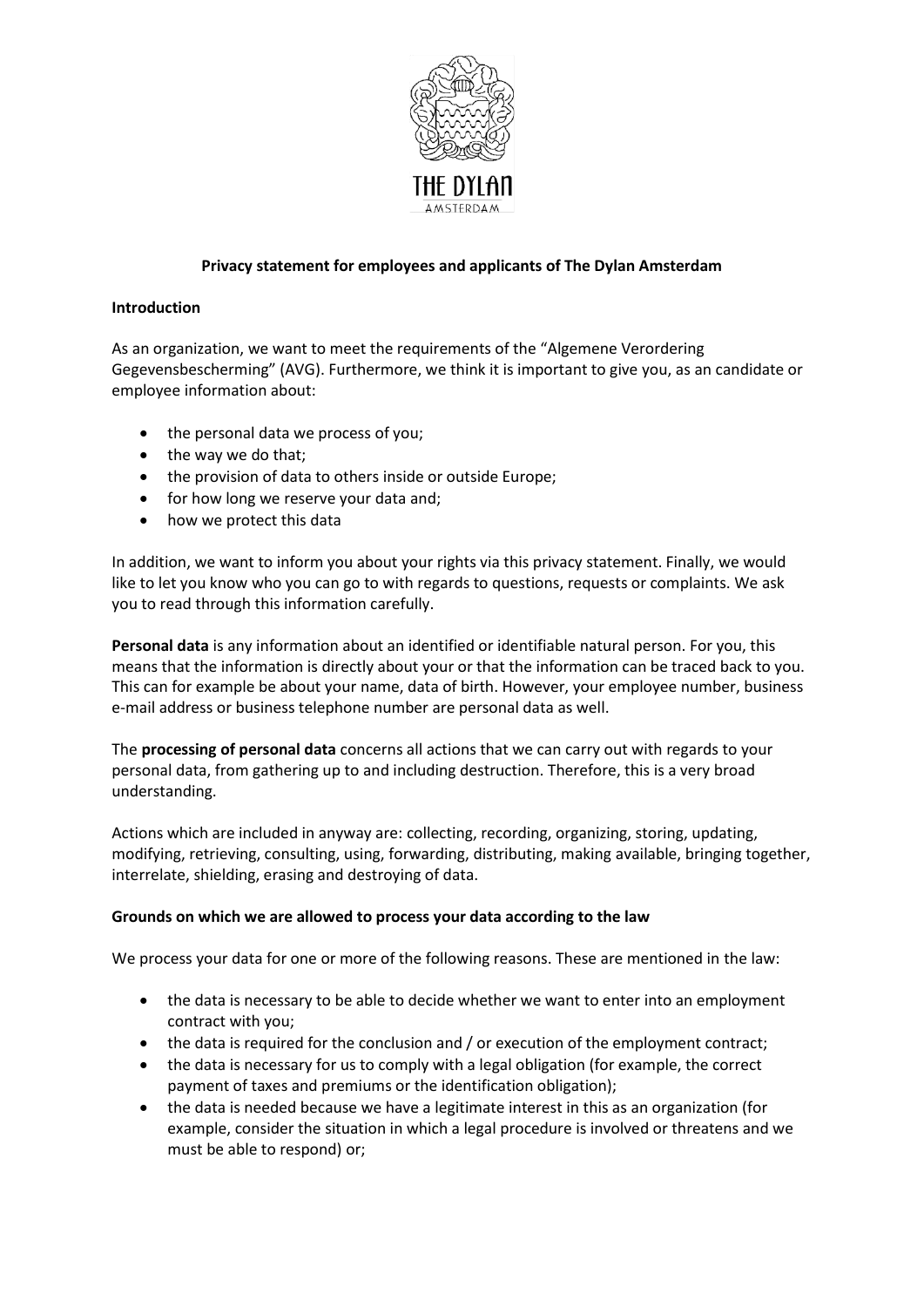THE DYLAN

AMSTERDAM

**Privacy statement for employees and applicants of The Dylan Amsterdam**

**Introduction**

As an organization, we want to meet the requirements of the "Algemene Verordering Gegevensbescherming" (AVG). Furthermore, we think it is important to give you, as an candidate or employee information about:

- the personal data we process of you;
- the way we do that;
- the provision of data to others inside or outside Europe;
- for how long we reserve your data and;
- how we protect this data

In addition, we want to inform you about your rights via this privacy statement. Finally, we would like to let you know who you can go to with regards to questions, requests or complaints. We ask you to read through this information carefully.

**Personal data** is any information about an identified or identifiable natural person. For you, this means that the information is directly about your or that the information can be traced back to you. This can for example be about your name, data of birth. However, your employee number, business e-mail address or business telephone number are personal data as well.

The **processing of personal data** concerns all actions that we can carry out with regards to your personal data, from gathering up to and including destruction. Therefore, this is a very broad understanding.

Actions which are included in anyway are: collecting, recording, organizing, storing, updating, modifying, retrieving, consulting, using, forwarding, distributing, making available, bringing together, interrelate, shielding, erasing and destroying of data.

**Grounds on which we are allowed to process your data according to the law**

We process your data for one or more of the following reasons. These are mentioned in the law:

- the data is necessary to be able to decide whether we want to enter into an employment contract with you;
- the data is required for the conclusion and / or execution of the employment contract;
- the data is necessary for us to comply with a legal obligation (for example, the correct payment of taxes and premiums or the identification obligation);
- the data is needed because we have a legitimate interest in this as an organization (for example, consider the situation in which a legal procedure is involved or threatens and we must be able to respond) or;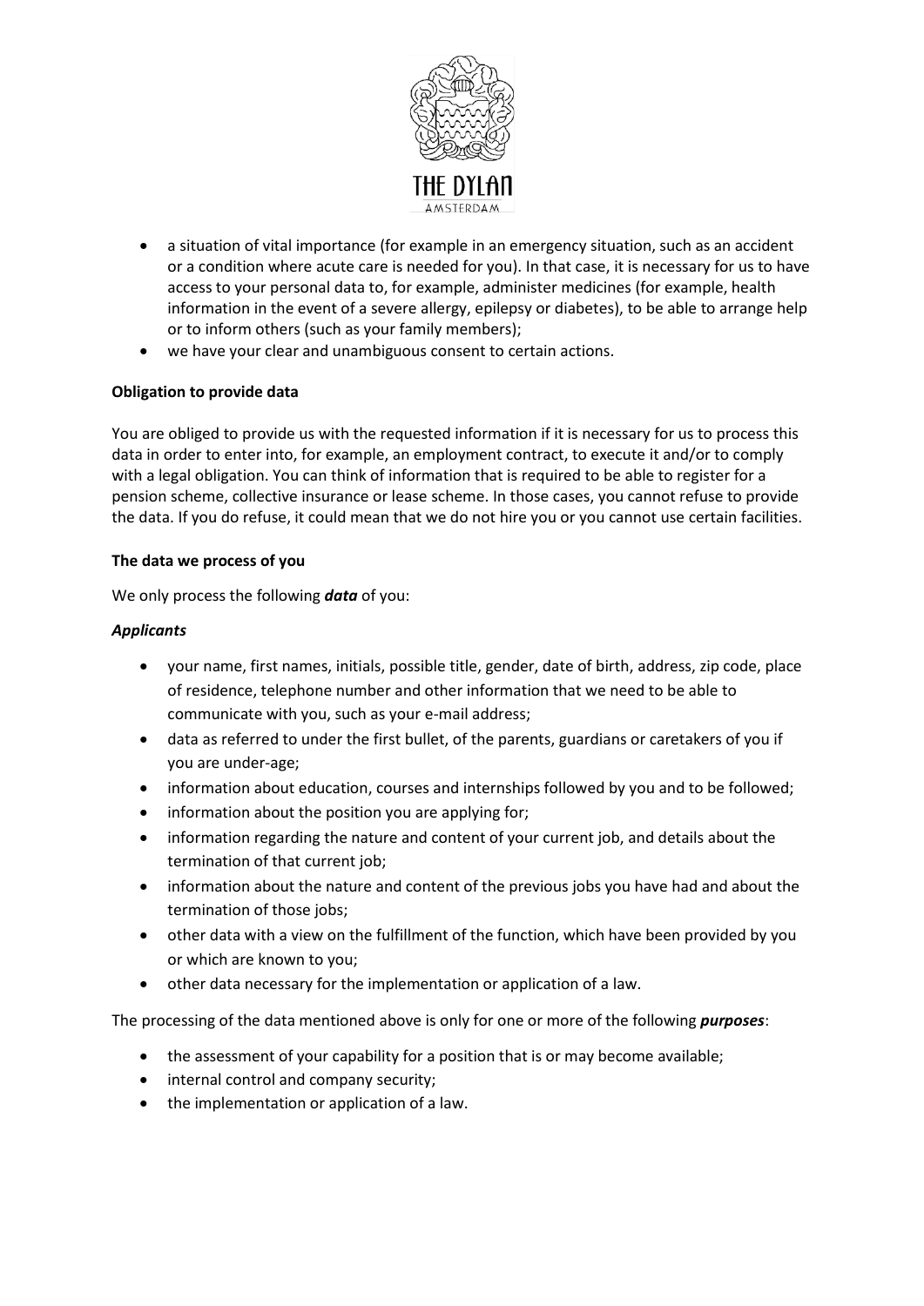- a situation of vital importance (for example in an emergency situation, such as an accident or a condition where acute care is needed for you). In that case, it is necessary for us to have access to your personal data to, for example, administer medicines (for example, health information in the event of a severe allergy, epilepsy or diabetes), to be able to arrange help or to inform others (such as your family members);
- we have your clear and unambiguous consent to certain actions.

**Obligation to provide data**

You are obliged to provide us with the requested information if it is necessary for us to process this data in order to enter into, for example, an employment contract, to execute it and/or to comply with a legal obligation. You can think of information that is required to be able to register for a pension scheme, collective insurance or lease scheme. In those cases, you cannot refuse to provide the data. If you do refuse, it could mean that we do not hire you or you cannot use certain facilities.

**The data we process of you**

We only process the following ***data*** of you:

***Applicants***

- your name, first names, initials, possible title, gender, date of birth, address, zip code, place of residence, telephone number and other information that we need to be able to communicate with you, such as your e-mail address;
- data as referred to under the first bullet, of the parents, guardians or caretakers of you if you are under-age;
- information about education, courses and internships followed by you and to be followed;
- information about the position you are applying for;
- information regarding the nature and content of your current job, and details about the termination of that current job;
- information about the nature and content of the previous jobs you have had and about the termination of those jobs;
- other data with a view on the fulfillment of the function, which have been provided by you or which are known to you;
- other data necessary for the implementation or application of a law.

The processing of the data mentioned above is only for one or more of the following ***purposes***:

- the assessment of your capability for a position that is or may become available;
- internal control and company security;
- the implementation or application of a law.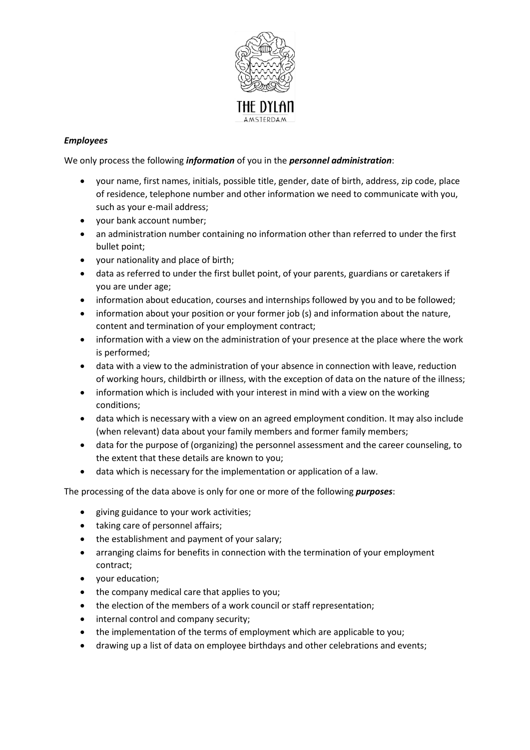***Employees***

We only process the following ***information*** of you in the ***personnel administration***:

- your name, first names, initials, possible title, gender, date of birth, address, zip code, place of residence, telephone number and other information we need to communicate with you, such as your e-mail address;
- your bank account number;
- an administration number containing no information other than referred to under the first bullet point;
- your nationality and place of birth;
- data as referred to under the first bullet point, of your parents, guardians or caretakers if you are under age;
- information about education, courses and internships followed by you and to be followed;
- information about your position or your former job (s) and information about the nature, content and termination of your employment contract;
- information with a view on the administration of your presence at the place where the work is performed;
- data with a view to the administration of your absence in connection with leave, reduction of working hours, childbirth or illness, with the exception of data on the nature of the illness;
- information which is included with your interest in mind with a view on the working conditions;
- data which is necessary with a view on an agreed employment condition. It may also include (when relevant) data about your family members and former family members;
- data for the purpose of (organizing) the personnel assessment and the career counseling, to the extent that these details are known to you;
- data which is necessary for the implementation or application of a law.

The processing of the data above is only for one or more of the following ***purposes***:

- giving guidance to your work activities;
- taking care of personnel affairs;
- the establishment and payment of your salary;
- arranging claims for benefits in connection with the termination of your employment contract;
- your education;
- the company medical care that applies to you;
- the election of the members of a work council or staff representation;
- internal control and company security;
- the implementation of the terms of employment which are applicable to you;
- drawing up a list of data on employee birthdays and other celebrations and events;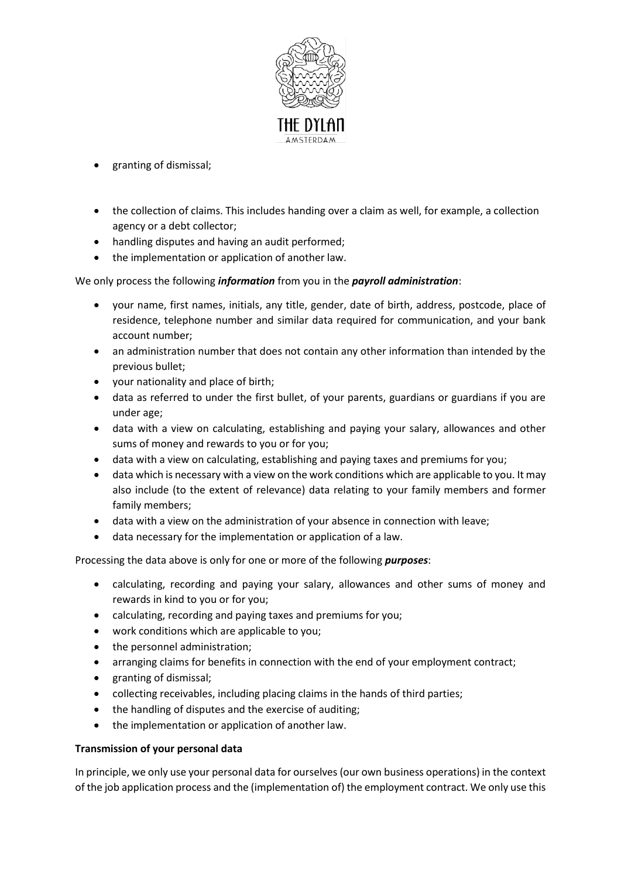- granting of dismissal;

- the collection of claims. This includes handing over a claim as well, for example, a collection agency or a debt collector;
- handling disputes and having an audit performed;
- the implementation or application of another law.

We only process the following ***information*** from you in the ***payroll administration***:

- your name, first names, initials, any title, gender, date of birth, address, postcode, place of residence, telephone number and similar data required for communication, and your bank account number;
- an administration number that does not contain any other information than intended by the previous bullet;
- your nationality and place of birth;
- data as referred to under the first bullet, of your parents, guardians or guardians if you are under age;
- data with a view on calculating, establishing and paying your salary, allowances and other sums of money and rewards to you or for you;
- data with a view on calculating, establishing and paying taxes and premiums for you;
- data which is necessary with a view on the work conditions which are applicable to you. It may also include (to the extent of relevance) data relating to your family members and former family members;
- data with a view on the administration of your absence in connection with leave;
- data necessary for the implementation or application of a law.

Processing the data above is only for one or more of the following ***purposes***:

- calculating, recording and paying your salary, allowances and other sums of money and rewards in kind to you or for you;
- calculating, recording and paying taxes and premiums for you;
- work conditions which are applicable to you;
- the personnel administration;
- arranging claims for benefits in connection with the end of your employment contract;
- granting of dismissal;
- collecting receivables, including placing claims in the hands of third parties;
- the handling of disputes and the exercise of auditing;
- the implementation or application of another law.

**Transmission of your personal data**

In principle, we only use your personal data for ourselves (our own business operations) in the context of the job application process and the (implementation of) the employment contract. We only use this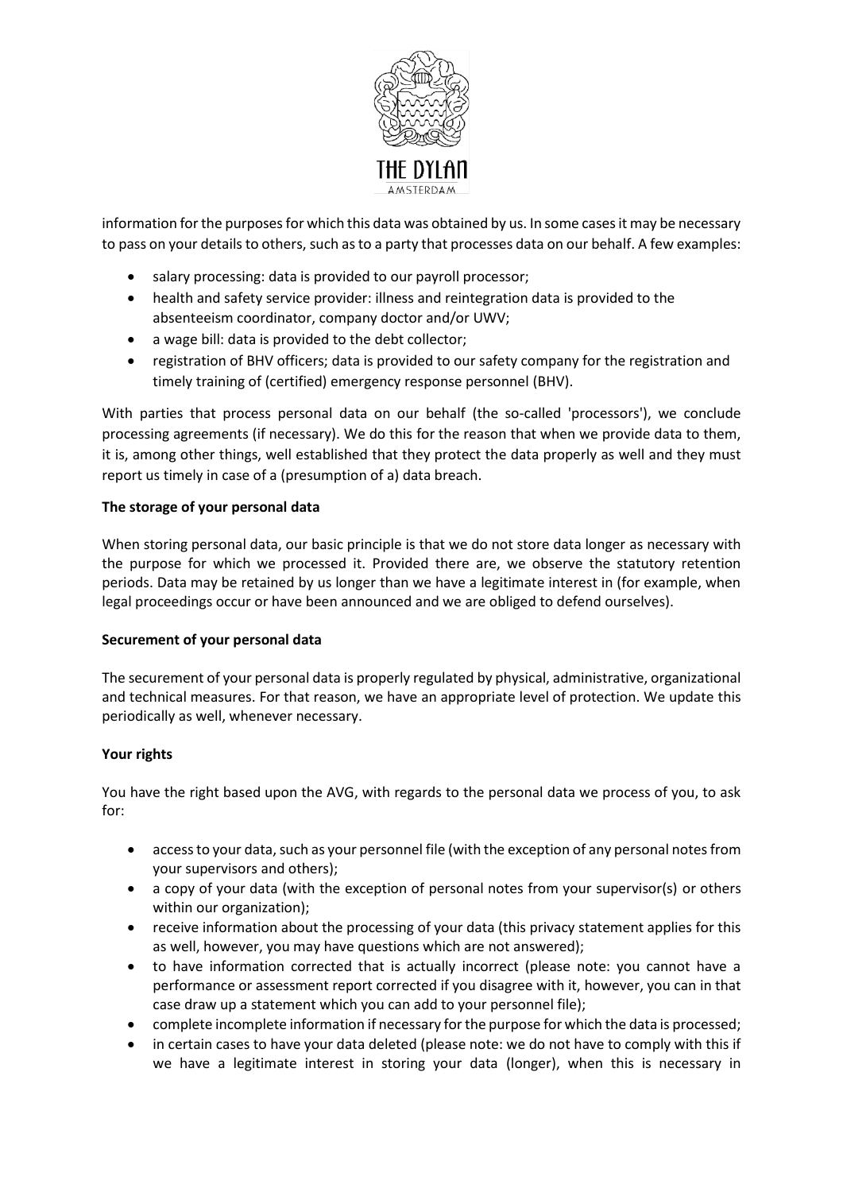information for the purposes for which this data was obtained by us. In some cases it may be necessary to pass on your details to others, such as to a party that processes data on our behalf. A few examples:

- salary processing: data is provided to our payroll processor;
- health and safety service provider: illness and reintegration data is provided to the absenteeism coordinator, company doctor and/or UWV;
- a wage bill: data is provided to the debt collector;
- registration of BHV officers; data is provided to our safety company for the registration and timely training of (certified) emergency response personnel (BHV).

With parties that process personal data on our behalf (the so-called 'processors'), we conclude processing agreements (if necessary). We do this for the reason that when we provide data to them, it is, among other things, well established that they protect the data properly as well and they must report us timely in case of a (presumption of a) data breach.

**The storage of your personal data**

When storing personal data, our basic principle is that we do not store data longer as necessary with the purpose for which we processed it. Provided there are, we observe the statutory retention periods. Data may be retained by us longer than we have a legitimate interest in (for example, when legal proceedings occur or have been announced and we are obliged to defend ourselves).

**Securement of your personal data**

The securement of your personal data is properly regulated by physical, administrative, organizational and technical measures. For that reason, we have an appropriate level of protection. We update this periodically as well, whenever necessary.

**Your rights**

You have the right based upon the AVG, with regards to the personal data we process of you, to ask for:

- access to your data, such as your personnel file (with the exception of any personal notes from your supervisors and others);
- a copy of your data (with the exception of personal notes from your supervisor(s) or others within our organization);
- receive information about the processing of your data (this privacy statement applies for this as well, however, you may have questions which are not answered);
- to have information corrected that is actually incorrect (please note: you cannot have a performance or assessment report corrected if you disagree with it, however, you can in that case draw up a statement which you can add to your personnel file);
- complete incomplete information if necessary for the purpose for which the data is processed;
- in certain cases to have your data deleted (please note: we do not have to comply with this if we have a legitimate interest in storing your data (longer), when this is necessary in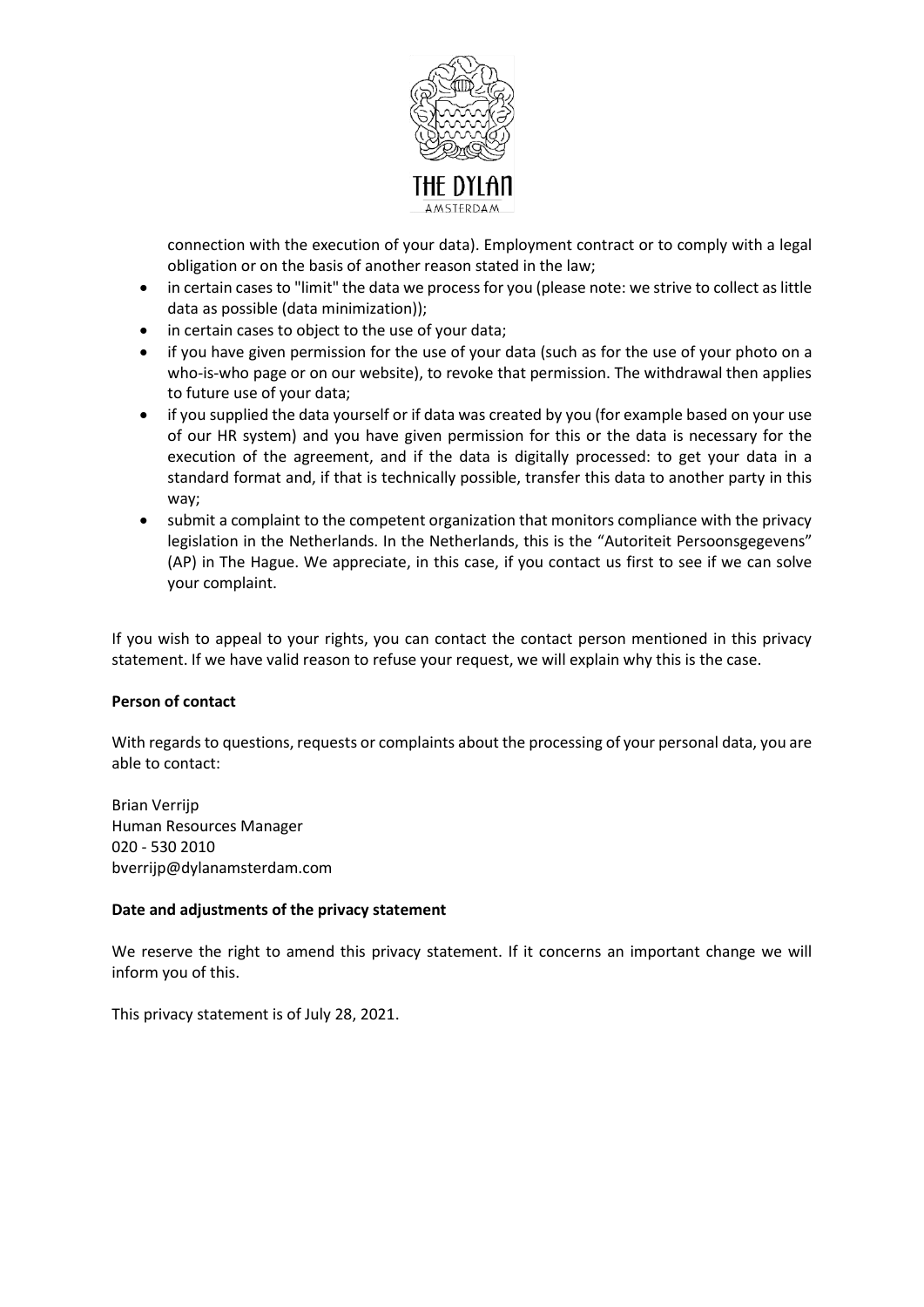connection with the execution of your data). Employment contract or to comply with a legal obligation or on the basis of another reason stated in the law;

- in certain cases to "limit" the data we process for you (please note: we strive to collect as little data as possible (data minimization));
- in certain cases to object to the use of your data;
- if you have given permission for the use of your data (such as for the use of your photo on a who-is-who page or on our website), to revoke that permission. The withdrawal then applies to future use of your data;
- if you supplied the data yourself or if data was created by you (for example based on your use of our HR system) and you have given permission for this or the data is necessary for the execution of the agreement, and if the data is digitally processed: to get your data in a standard format and, if that is technically possible, transfer this data to another party in this way;
- submit a complaint to the competent organization that monitors compliance with the privacy legislation in the Netherlands. In the Netherlands, this is the "Autoriteit Persoonsgegevens" (AP) in The Hague. We appreciate, in this case, if you contact us first to see if we can solve your complaint.

If you wish to appeal to your rights, you can contact the contact person mentioned in this privacy statement. If we have valid reason to refuse your request, we will explain why this is the case.

**Person of contact**

With regards to questions, requests or complaints about the processing of your personal data, you are able to contact:

Brian Verrijp
Human Resources Manager
020 - 530 2010
bverrijp@dylanamsterdam.com

**Date and adjustments of the privacy statement**

We reserve the right to amend this privacy statement. If it concerns an important change we will inform you of this.

This privacy statement is of July 28, 2021.